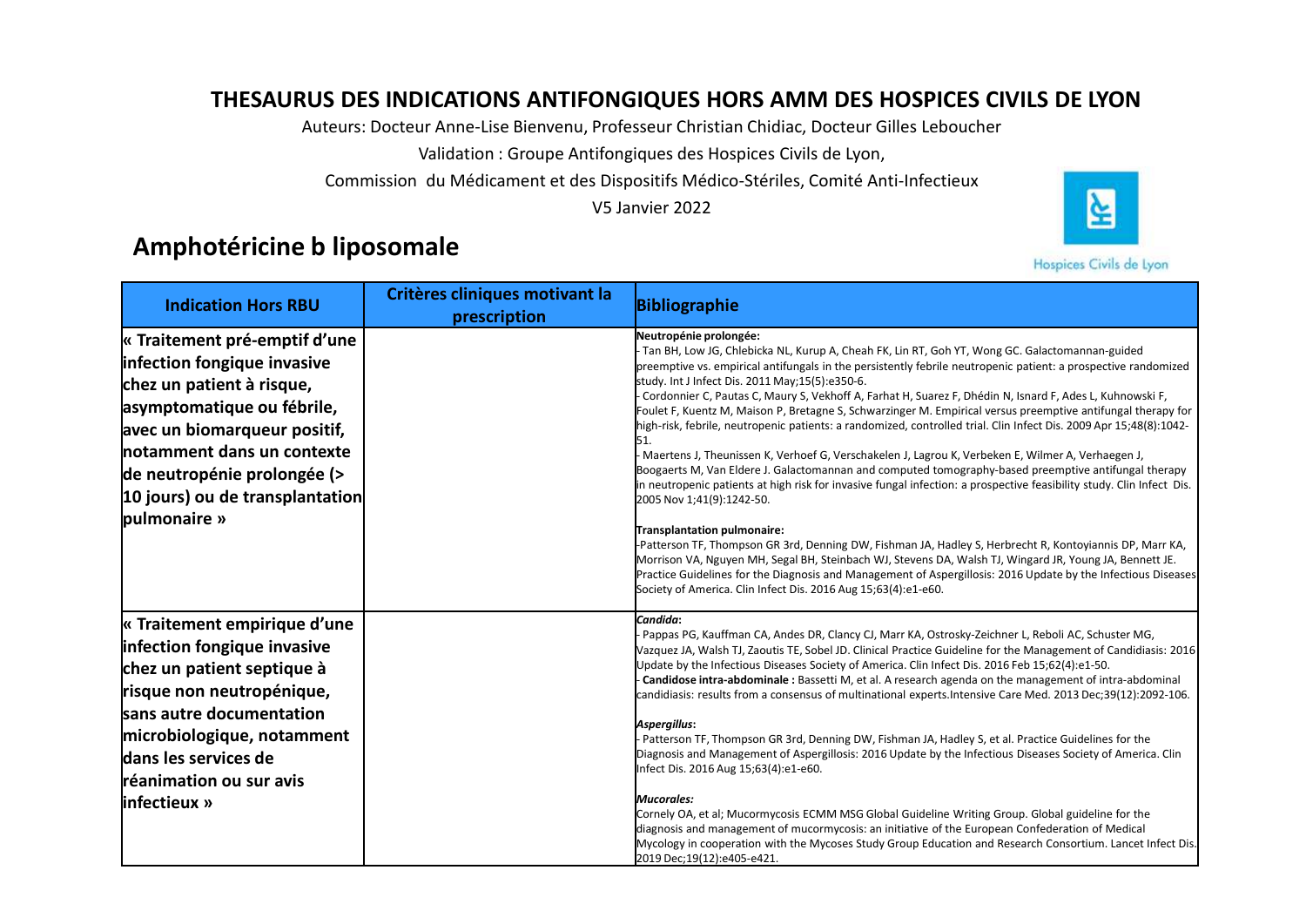# THESAURUS DES INDICATIONS ANTIFONGIQUES HORS AMM DES HOSPICES CIVILS DE LYON

Auteurs: Docteur Anne-Lise Bienvenu, Professeur Christian Chidiac, Docteur Gilles Leboucher

Validation : Groupe Antifongiques des Hospices Civils de Lyon,

Commission du Médicament et des Dispositifs Médico-Stériles, Comité Anti-Infectieux

V5 Janvier 2022

## Amphotéricine b liposomale

| Indication Hors RBU | Critères cliniques motivant la prescription | Bibliographie |
|---|---|---|
| **« Traitement pré-emptif d'une infection fongique invasive chez un patient à risque, asymptomatique ou fébrile, avec un biomarqueur positif, notamment dans un contexte de neutropénie prolongée (> 10 jours) ou de transplantation pulmonaire »** | | **Neutropénie prolongée:**<br>- Tan BH, Low JG, Chlebicka NL, Kurup A, Cheah FK, Lin RT, Goh YT, Wong GC. Galactomannan-guided preemptive vs. empirical antifungals in the persistently febrile neutropenic patient: a prospective randomized study. Int J Infect Dis. 2011 May;15(5):e350-6.<br>- Cordonnier C, Pautas C, Maury S, Vekhoff A, Farhat H, Suarez F, Dhédin N, Isnard F, Ades L, Kuhnowski F, Foulet F, Kuentz M, Maison P, Bretagne S, Schwarzinger M. Empirical versus preemptive antifungal therapy for high-risk, febrile, neutropenic patients: a randomized, controlled trial. Clin Infect Dis. 2009 Apr 15;48(8):1042-51.<br>- Maertens J, Theunissen K, Verhoef G, Verschakelen J, Lagrou K, Verbeken E, Wilmer A, Verhaegen J, Boogaerts M, Van Eldere J. Galactomannan and computed tomography-based preemptive antifungal therapy in neutropenic patients at high risk for invasive fungal infection: a prospective feasibility study. Clin Infect Dis. 2005 Nov 1;41(9):1242-50.<br><br>**Transplantation pulmonaire:**<br>-Patterson TF, Thompson GR 3rd, Denning DW, Fishman JA, Hadley S, Herbrecht R, Kontoyiannis DP, Marr KA, Morrison VA, Nguyen MH, Segal BH, Steinbach WJ, Stevens DA, Walsh TJ, Wingard JR, Young JA, Bennett JE. Practice Guidelines for the Diagnosis and Management of Aspergillosis: 2016 Update by the Infectious Diseases Society of America. Clin Infect Dis. 2016 Aug 15;63(4):e1-e60. |
| **« Traitement empirique d'une infection fongique invasive chez un patient septique à risque non neutropénique, sans autre documentation microbiologique, notamment dans les services de réanimation ou sur avis infectieux »** | | ***Candida*:**<br>- Pappas PG, Kauffman CA, Andes DR, Clancy CJ, Marr KA, Ostrosky-Zeichner L, Reboli AC, Schuster MG, Vazquez JA, Walsh TJ, Zaoutis TE, Sobel JD. Clinical Practice Guideline for the Management of Candidiasis: 2016 Update by the Infectious Diseases Society of America. Clin Infect Dis. 2016 Feb 15;62(4):e1-50.<br>- **Candidose intra-abdominale :** Bassetti M, et al. A research agenda on the management of intra-abdominal candidiasis: results from a consensus of multinational experts.Intensive Care Med. 2013 Dec;39(12):2092-106.<br><br>***Aspergillus*:**<br>- Patterson TF, Thompson GR 3rd, Denning DW, Fishman JA, Hadley S, et al. Practice Guidelines for the Diagnosis and Management of Aspergillosis: 2016 Update by the Infectious Diseases Society of America. Clin Infect Dis. 2016 Aug 15;63(4):e1-e60.<br><br>***Mucorales:***<br>Cornely OA, et al; Mucormycosis ECMM MSG Global Guideline Writing Group. Global guideline for the diagnosis and management of mucormycosis: an initiative of the European Confederation of Medical Mycology in cooperation with the Mycoses Study Group Education and Research Consortium. Lancet Infect Dis. 2019 Dec;19(12):e405-e421. |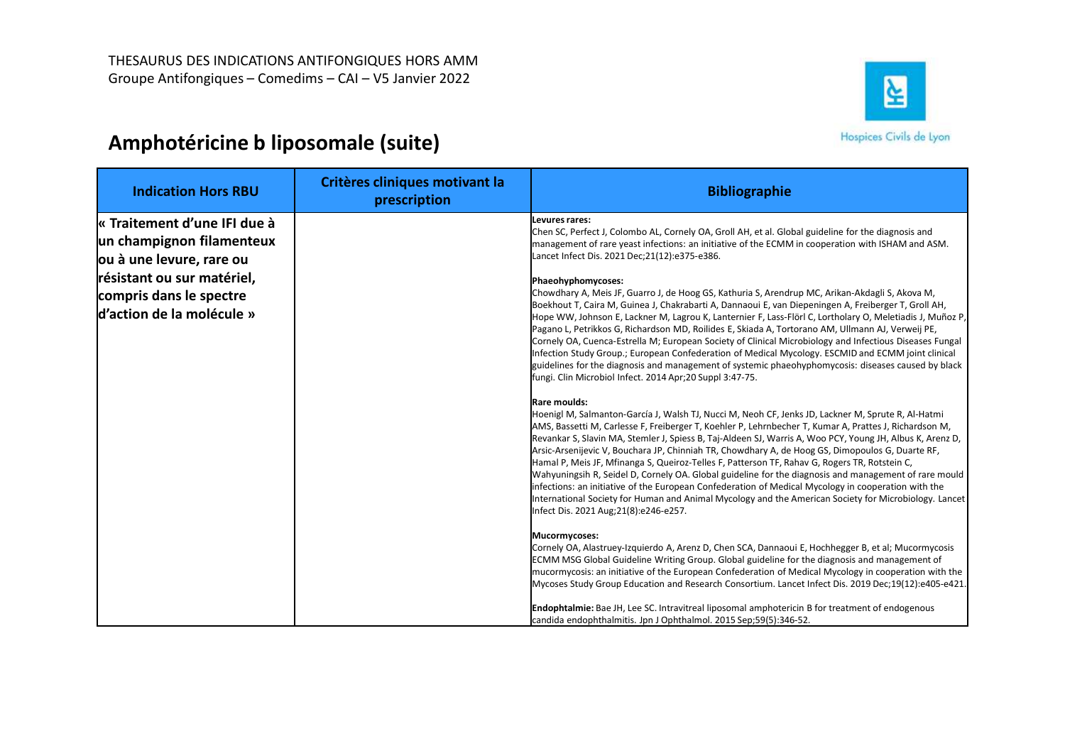# Amphotéricine b liposomale (suite)

| Indication Hors RBU | Critères cliniques motivant la prescription | Bibliographie |
| --- | --- | --- |
| **« Traitement d'une IFI due à un champignon filamenteux ou à une levure, rare ou résistant ou sur matériel, compris dans le spectre d'action de la molécule »** | | **Levures rares:**<br>Chen SC, Perfect J, Colombo AL, Cornely OA, Groll AH, et al. Global guideline for the diagnosis and management of rare yeast infections: an initiative of the ECMM in cooperation with ISHAM and ASM. Lancet Infect Dis. 2021 Dec;21(12):e375-e386.<br><br>**Phaeohyphomycoses:**<br>Chowdhary A, Meis JF, Guarro J, de Hoog GS, Kathuria S, Arendrup MC, Arikan-Akdagli S, Akova M, Boekhout T, Caira M, Guinea J, Chakrabarti A, Dannaoui E, van Diepeningen A, Freiberger T, Groll AH, Hope WW, Johnson E, Lackner M, Lagrou K, Lanternier F, Lass-Flörl C, Lortholary O, Meletiadis J, Muñoz P, Pagano L, Petrikkos G, Richardson MD, Roilides E, Skiada A, Tortorano AM, Ullmann AJ, Verweij PE, Cornely OA, Cuenca-Estrella M; European Society of Clinical Microbiology and Infectious Diseases Fungal Infection Study Group.; European Confederation of Medical Mycology. ESCMID and ECMM joint clinical guidelines for the diagnosis and management of systemic phaeohyphomycosis: diseases caused by black fungi. Clin Microbiol Infect. 2014 Apr;20 Suppl 3:47-75.<br><br>**Rare moulds:**<br>Hoenigl M, Salmanton-García J, Walsh TJ, Nucci M, Neoh CF, Jenks JD, Lackner M, Sprute R, Al-Hatmi AMS, Bassetti M, Carlesse F, Freiberger T, Koehler P, Lehrnbecher T, Kumar A, Prattes J, Richardson M, Revankar S, Slavin MA, Stemler J, Spiess B, Taj-Aldeen SJ, Warris A, Woo PCY, Young JH, Albus K, Arenz D, Arsic-Arsenijevic V, Bouchara JP, Chinniah TR, Chowdhary A, de Hoog GS, Dimopoulos G, Duarte RF, Hamal P, Meis JF, Mfinanga S, Queiroz-Telles F, Patterson TF, Rahav G, Rogers TR, Rotstein C, Wahyuningsih R, Seidel D, Cornely OA. Global guideline for the diagnosis and management of rare mould infections: an initiative of the European Confederation of Medical Mycology in cooperation with the International Society for Human and Animal Mycology and the American Society for Microbiology. Lancet Infect Dis. 2021 Aug;21(8):e246-e257.<br><br>**Mucormycoses:**<br>Cornely OA, Alastruey-Izquierdo A, Arenz D, Chen SCA, Dannaoui E, Hochhegger B, et al; Mucormycosis ECMM MSG Global Guideline Writing Group. Global guideline for the diagnosis and management of mucormycosis: an initiative of the European Confederation of Medical Mycology in cooperation with the Mycoses Study Group Education and Research Consortium. Lancet Infect Dis. 2019 Dec;19(12):e405-e421.<br><br>**Endophtalmie:** Bae JH, Lee SC. Intravitreal liposomal amphotericin B for treatment of endogenous candida endophthalmitis. Jpn J Ophthalmol. 2015 Sep;59(5):346-52. |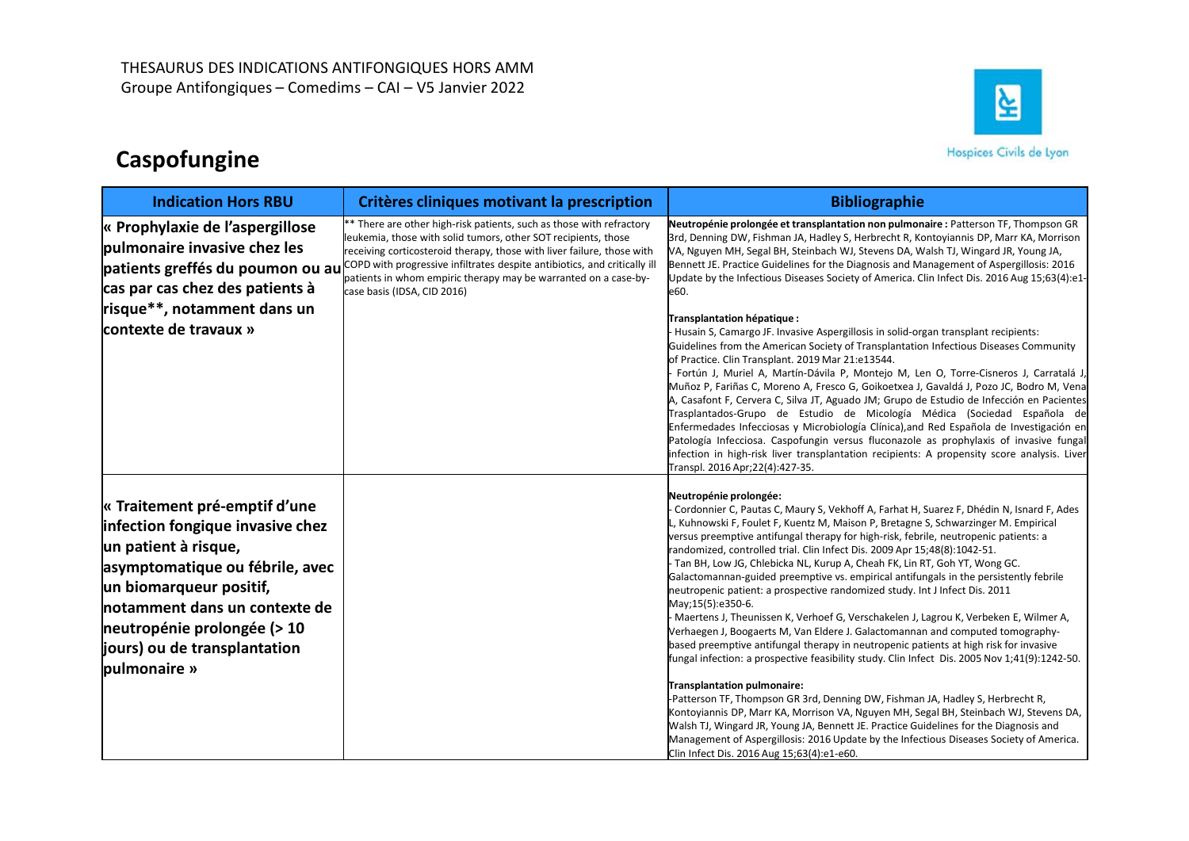THESAURUS DES INDICATIONS ANTIFONGIQUES HORS AMM
Groupe Antifongiques – Comedims – CAI – V5 Janvier 2022

Hospices Civils de Lyon

# Caspofungine

| Indication Hors RBU | Critères cliniques motivant la prescription | Bibliographie |
|---|---|---|
| **« Prophylaxie de l'aspergillose pulmonaire invasive chez les patients greffés du poumon ou au cas par cas chez des patients à risque**, notamment dans un contexte de travaux »** | ** There are other high-risk patients, such as those with refractory leukemia, those with solid tumors, other SOT recipients, those receiving corticosteroid therapy, those with liver failure, those with COPD with progressive infiltrates despite antibiotics, and critically ill patients in whom empiric therapy may be warranted on a case-by-case basis (IDSA, CID 2016) | **Neutropénie prolongée et transplantation non pulmonaire :** Patterson TF, Thompson GR 3rd, Denning DW, Fishman JA, Hadley S, Herbrecht R, Kontoyiannis DP, Marr KA, Morrison VA, Nguyen MH, Segal BH, Steinbach WJ, Stevens DA, Walsh TJ, Wingard JR, Young JA, Bennett JE. Practice Guidelines for the Diagnosis and Management of Aspergillosis: 2016 Update by the Infectious Diseases Society of America. Clin Infect Dis. 2016 Aug 15;63(4):e1-e60.<br><br>**Transplantation hépatique :**<br>- Husain S, Camargo JF. Invasive Aspergillosis in solid-organ transplant recipients: Guidelines from the American Society of Transplantation Infectious Diseases Community of Practice. Clin Transplant. 2019 Mar 21:e13544.<br>- Fortún J, Muriel A, Martín-Dávila P, Montejo M, Len O, Torre-Cisneros J, Carratalá J, Muñoz P, Fariñas C, Moreno A, Fresco G, Goikoetxea J, Gavaldá J, Pozo JC, Bodro M, Vena A, Casafont F, Cervera C, Silva JT, Aguado JM; Grupo de Estudio de Infección en Pacientes Trasplantados-Grupo de Estudio de Micología Médica (Sociedad Española de Enfermedades Infecciosas y Microbiología Clínica),and Red Española de Investigación en Patología Infecciosa. Caspofungin versus fluconazole as prophylaxis of invasive fungal infection in high-risk liver transplantation recipients: A propensity score analysis. Liver Transpl. 2016 Apr;22(4):427-35. |
| **« Traitement pré-emptif d'une infection fongique invasive chez un patient à risque, asymptomatique ou fébrile, avec un biomarqueur positif, notamment dans un contexte de neutropénie prolongée (> 10 jours) ou de transplantation pulmonaire »** | | **Neutropénie prolongée:**<br>- Cordonnier C, Pautas C, Maury S, Vekhoff A, Farhat H, Suarez F, Dhédin N, Isnard F, Ades L, Kuhnowski F, Foulet F, Kuentz M, Maison P, Bretagne S, Schwarzinger M. Empirical versus preemptive antifungal therapy for high-risk, febrile, neutropenic patients: a randomized, controlled trial. Clin Infect Dis. 2009 Apr 15;48(8):1042-51.<br>- Tan BH, Low JG, Chlebicka NL, Kurup A, Cheah FK, Lin RT, Goh YT, Wong GC. Galactomannan-guided preemptive vs. empirical antifungals in the persistently febrile neutropenic patient: a prospective randomized study. Int J Infect Dis. 2011 May;15(5):e350-6.<br>- Maertens J, Theunissen K, Verhoef G, Verschakelen J, Lagrou K, Verbeken E, Wilmer A, Verhaegen J, Boogaerts M, Van Eldere J. Galactomannan and computed tomography-based preemptive antifungal therapy in neutropenic patients at high risk for invasive fungal infection: a prospective feasibility study. Clin Infect Dis. 2005 Nov 1;41(9):1242-50.<br><br>**Transplantation pulmonaire:**<br>-Patterson TF, Thompson GR 3rd, Denning DW, Fishman JA, Hadley S, Herbrecht R, Kontoyiannis DP, Marr KA, Morrison VA, Nguyen MH, Segal BH, Steinbach WJ, Stevens DA, Walsh TJ, Wingard JR, Young JA, Bennett JE. Practice Guidelines for the Diagnosis and Management of Aspergillosis: 2016 Update by the Infectious Diseases Society of America. Clin Infect Dis. 2016 Aug 15;63(4):e1-e60. |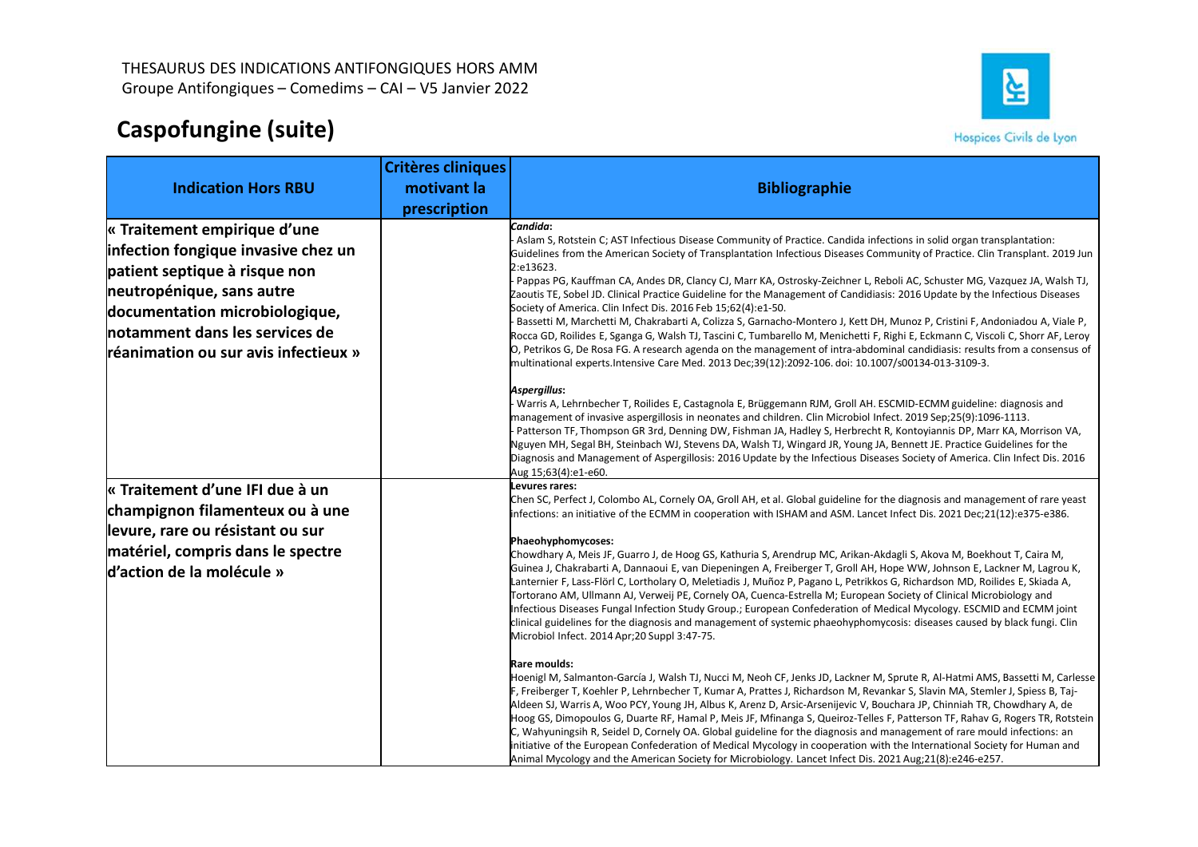THESAURUS DES INDICATIONS ANTIFONGIQUES HORS AMM
Groupe Antifongiques – Comedims – CAI – V5 Janvier 2022

# Caspofungine (suite)

| Indication Hors RBU | Critères cliniques motivant la prescription | Bibliographie |
|---|---|---|
| **« Traitement empirique d'une infection fongique invasive chez un patient septique à risque non neutropénique, sans autre documentation microbiologique, notamment dans les services de réanimation ou sur avis infectieux »** | | ***Candida*:**<br>- Aslam S, Rotstein C; AST Infectious Disease Community of Practice. Candida infections in solid organ transplantation: Guidelines from the American Society of Transplantation Infectious Diseases Community of Practice. Clin Transplant. 2019 Jun 2:e13623.<br>- Pappas PG, Kauffman CA, Andes DR, Clancy CJ, Marr KA, Ostrosky-Zeichner L, Reboli AC, Schuster MG, Vazquez JA, Walsh TJ, Zaoutis TE, Sobel JD. Clinical Practice Guideline for the Management of Candidiasis: 2016 Update by the Infectious Diseases Society of America. Clin Infect Dis. 2016 Feb 15;62(4):e1-50.<br>- Bassetti M, Marchetti M, Chakrabarti A, Colizza S, Garnacho-Montero J, Kett DH, Munoz P, Cristini F, Andoniadou A, Viale P, Rocca GD, Roilides E, Sganga G, Walsh TJ, Tascini C, Tumbarello M, Menichetti F, Righi E, Eckmann C, Viscoli C, Shorr AF, Leroy O, Petrikos G, De Rosa FG. A research agenda on the management of intra-abdominal candidiasis: results from a consensus of multinational experts.Intensive Care Med. 2013 Dec;39(12):2092-106. doi: 10.1007/s00134-013-3109-3.<br><br>***Aspergillus*:**<br>- Warris A, Lehrnbecher T, Roilides E, Castagnola E, Brüggemann RJM, Groll AH. ESCMID-ECMM guideline: diagnosis and management of invasive aspergillosis in neonates and children. Clin Microbiol Infect. 2019 Sep;25(9):1096-1113.<br>- Patterson TF, Thompson GR 3rd, Denning DW, Fishman JA, Hadley S, Herbrecht R, Kontoyiannis DP, Marr KA, Morrison VA, Nguyen MH, Segal BH, Steinbach WJ, Stevens DA, Walsh TJ, Wingard JR, Young JA, Bennett JE. Practice Guidelines for the Diagnosis and Management of Aspergillosis: 2016 Update by the Infectious Diseases Society of America. Clin Infect Dis. 2016 Aug 15;63(4):e1-e60. |
| **« Traitement d'une IFI due à un champignon filamenteux ou à une levure, rare ou résistant ou sur matériel, compris dans le spectre d'action de la molécule »** | | **Levures rares:**<br>Chen SC, Perfect J, Colombo AL, Cornely OA, Groll AH, et al. Global guideline for the diagnosis and management of rare yeast infections: an initiative of the ECMM in cooperation with ISHAM and ASM. Lancet Infect Dis. 2021 Dec;21(12):e375-e386.<br><br>**Phaeohyphomycoses:**<br>Chowdhary A, Meis JF, Guarro J, de Hoog GS, Kathuria S, Arendrup MC, Arikan-Akdagli S, Akova M, Boekhout T, Caira M, Guinea J, Chakrabarti A, Dannaoui E, van Diepeningen A, Freiberger T, Groll AH, Hope WW, Johnson E, Lackner M, Lagrou K, Lanternier F, Lass-Flörl C, Lortholary O, Meletiadis J, Muñoz P, Pagano L, Petrikkos G, Richardson MD, Roilides E, Skiada A, Tortorano AM, Ullmann AJ, Verweij PE, Cornely OA, Cuenca-Estrella M; European Society of Clinical Microbiology and Infectious Diseases Fungal Infection Study Group.; European Confederation of Medical Mycology. ESCMID and ECMM joint clinical guidelines for the diagnosis and management of systemic phaeohyphomycosis: diseases caused by black fungi. Clin Microbiol Infect. 2014 Apr;20 Suppl 3:47-75.<br><br>**Rare moulds:**<br>Hoenigl M, Salmanton-García J, Walsh TJ, Nucci M, Neoh CF, Jenks JD, Lackner M, Sprute R, Al-Hatmi AMS, Bassetti M, Carlesse F, Freiberger T, Koehler P, Lehrnbecher T, Kumar A, Prattes J, Richardson M, Revankar S, Slavin MA, Stemler J, Spiess B, Taj-Aldeen SJ, Warris A, Woo PCY, Young JH, Albus K, Arenz D, Arsic-Arsenijevic V, Bouchara JP, Chinniah TR, Chowdhary A, de Hoog GS, Dimopoulos G, Duarte RF, Hamal P, Meis JF, Mfinanga S, Queiroz-Telles F, Patterson TF, Rahav G, Rogers TR, Rotstein C, Wahyuningsih R, Seidel D, Cornely OA. Global guideline for the diagnosis and management of rare mould infections: an initiative of the European Confederation of Medical Mycology in cooperation with the International Society for Human and Animal Mycology and the American Society for Microbiology. Lancet Infect Dis. 2021 Aug;21(8):e246-e257. |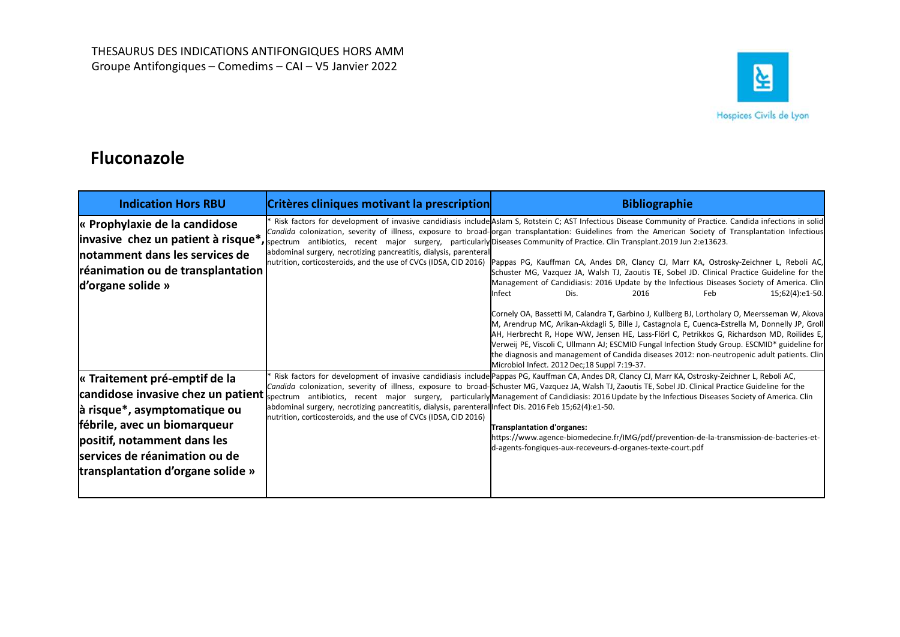THESAURUS DES INDICATIONS ANTIFONGIQUES HORS AMM
Groupe Antifongiques – Comedims – CAI – V5 Janvier 2022

Hospices Civils de Lyon

## Fluconazole

| Indication Hors RBU | Critères cliniques motivant la prescription | Bibliographie |
|---|---|---|
| **« Prophylaxie de la candidose invasive chez un patient à risque*, notamment dans les services de réanimation ou de transplantation d'organe solide »** | * Risk factors for development of invasive candidiasis include *Candida* colonization, severity of illness, exposure to broad-spectrum antibiotics, recent major surgery, particularly abdominal surgery, necrotizing pancreatitis, dialysis, parenteral nutrition, corticosteroids, and the use of CVCs (IDSA, CID 2016) | Aslam S, Rotstein C; AST Infectious Disease Community of Practice. Candida infections in solid organ transplantation: Guidelines from the American Society of Transplantation Infectious Diseases Community of Practice. Clin Transplant.2019 Jun 2:e13623.<br><br>Pappas PG, Kauffman CA, Andes DR, Clancy CJ, Marr KA, Ostrosky-Zeichner L, Reboli AC, Schuster MG, Vazquez JA, Walsh TJ, Zaoutis TE, Sobel JD. Clinical Practice Guideline for the Management of Candidiasis: 2016 Update by the Infectious Diseases Society of America. Clin Infect Dis. 2016 Feb 15;62(4):e1-50.<br><br>Cornely OA, Bassetti M, Calandra T, Garbino J, Kullberg BJ, Lortholary O, Meersseman W, Akova M, Arendrup MC, Arikan-Akdagli S, Bille J, Castagnola E, Cuenca-Estrella M, Donnelly JP, Groll AH, Herbrecht R, Hope WW, Jensen HE, Lass-Flörl C, Petrikkos G, Richardson MD, Roilides E, Verweij PE, Viscoli C, Ullmann AJ; ESCMID Fungal Infection Study Group. ESCMID* guideline for the diagnosis and management of Candida diseases 2012: non-neutropenic adult patients. Clin Microbiol Infect. 2012 Dec;18 Suppl 7:19-37. |
| **« Traitement pré-emptif de la candidose invasive chez un patient à risque*, asymptomatique ou fébrile, avec un biomarqueur positif, notamment dans les services de réanimation ou de transplantation d'organe solide »** | * Risk factors for development of invasive candidiasis include *Candida* colonization, severity of illness, exposure to broad-spectrum antibiotics, recent major surgery, particularly abdominal surgery, necrotizing pancreatitis, dialysis, parenteral nutrition, corticosteroids, and the use of CVCs (IDSA, CID 2016) | Pappas PG, Kauffman CA, Andes DR, Clancy CJ, Marr KA, Ostrosky-Zeichner L, Reboli AC, Schuster MG, Vazquez JA, Walsh TJ, Zaoutis TE, Sobel JD. Clinical Practice Guideline for the Management of Candidiasis: 2016 Update by the Infectious Diseases Society of America. Clin Infect Dis. 2016 Feb 15;62(4):e1-50.<br><br>**Transplantation d'organes:**<br>https://www.agence-biomedecine.fr/IMG/pdf/prevention-de-la-transmission-de-bacteries-et-d-agents-fongiques-aux-receveurs-d-organes-texte-court.pdf |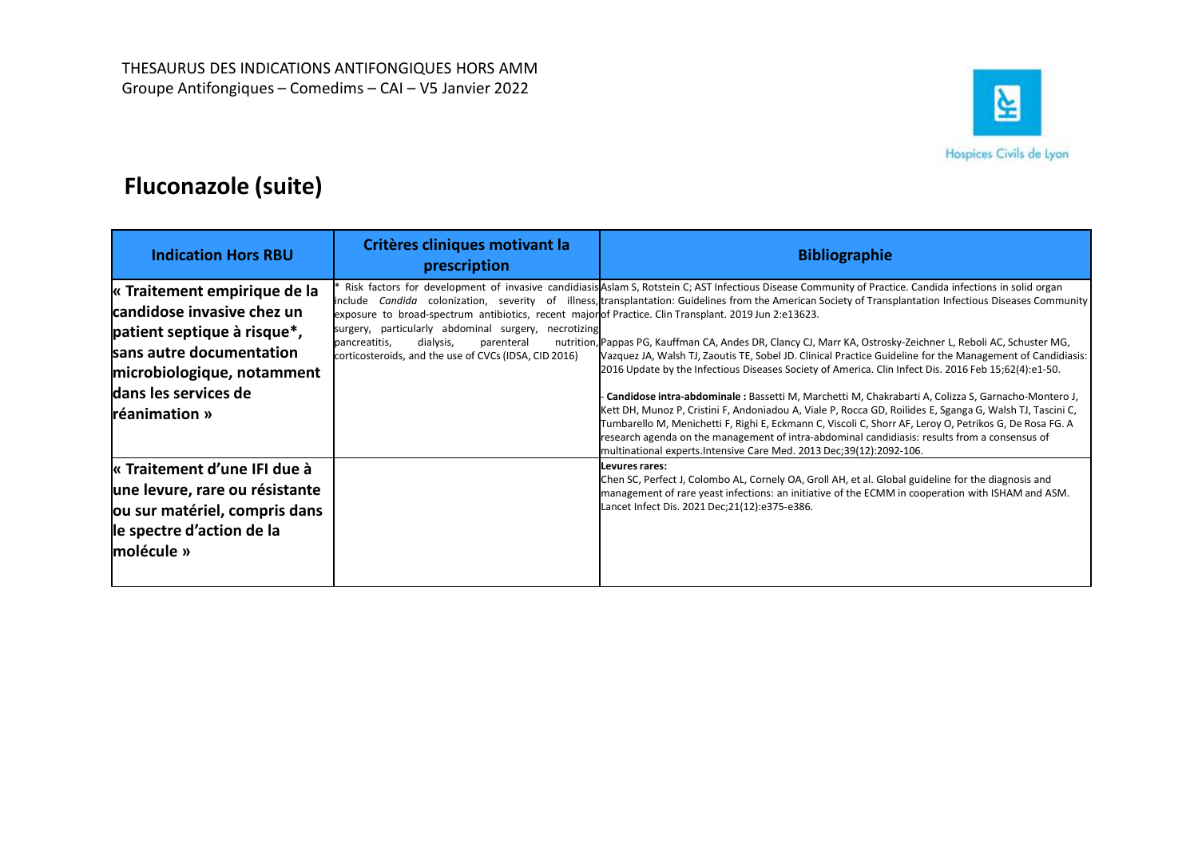## Fluconazole (suite)

| Indication Hors RBU | Critères cliniques motivant la prescription | Bibliographie |
|---|---|---|
| **« Traitement empirique de la candidose invasive chez un patient septique à risque*, sans autre documentation microbiologique, notamment dans les services de réanimation »** | * Risk factors for development of invasive candidiasis include *Candida* colonization, severity of illness, exposure to broad-spectrum antibiotics, recent major surgery, particularly abdominal surgery, necrotizing pancreatitis, dialysis, parenteral nutrition, corticosteroids, and the use of CVCs (IDSA, CID 2016) | Aslam S, Rotstein C; AST Infectious Disease Community of Practice. Candida infections in solid organ transplantation: Guidelines from the American Society of Transplantation Infectious Diseases Community of Practice. Clin Transplant. 2019 Jun 2:e13623.<br><br>Pappas PG, Kauffman CA, Andes DR, Clancy CJ, Marr KA, Ostrosky-Zeichner L, Reboli AC, Schuster MG, Vazquez JA, Walsh TJ, Zaoutis TE, Sobel JD. Clinical Practice Guideline for the Management of Candidiasis: 2016 Update by the Infectious Diseases Society of America. Clin Infect Dis. 2016 Feb 15;62(4):e1-50.<br><br>- **Candidose intra-abdominale :** Bassetti M, Marchetti M, Chakrabarti A, Colizza S, Garnacho-Montero J, Kett DH, Munoz P, Cristini F, Andoniadou A, Viale P, Rocca GD, Roilides E, Sganga G, Walsh TJ, Tascini C, Tumbarello M, Menichetti F, Righi E, Eckmann C, Viscoli C, Shorr AF, Leroy O, Petrikos G, De Rosa FG. A research agenda on the management of intra-abdominal candidiasis: results from a consensus of multinational experts.Intensive Care Med. 2013 Dec;39(12):2092-106. |
| **« Traitement d'une IFI due à une levure, rare ou résistante ou sur matériel, compris dans le spectre d'action de la molécule »** | | **Levures rares:**<br>Chen SC, Perfect J, Colombo AL, Cornely OA, Groll AH, et al. Global guideline for the diagnosis and management of rare yeast infections: an initiative of the ECMM in cooperation with ISHAM and ASM. Lancet Infect Dis. 2021 Dec;21(12):e375-e386. |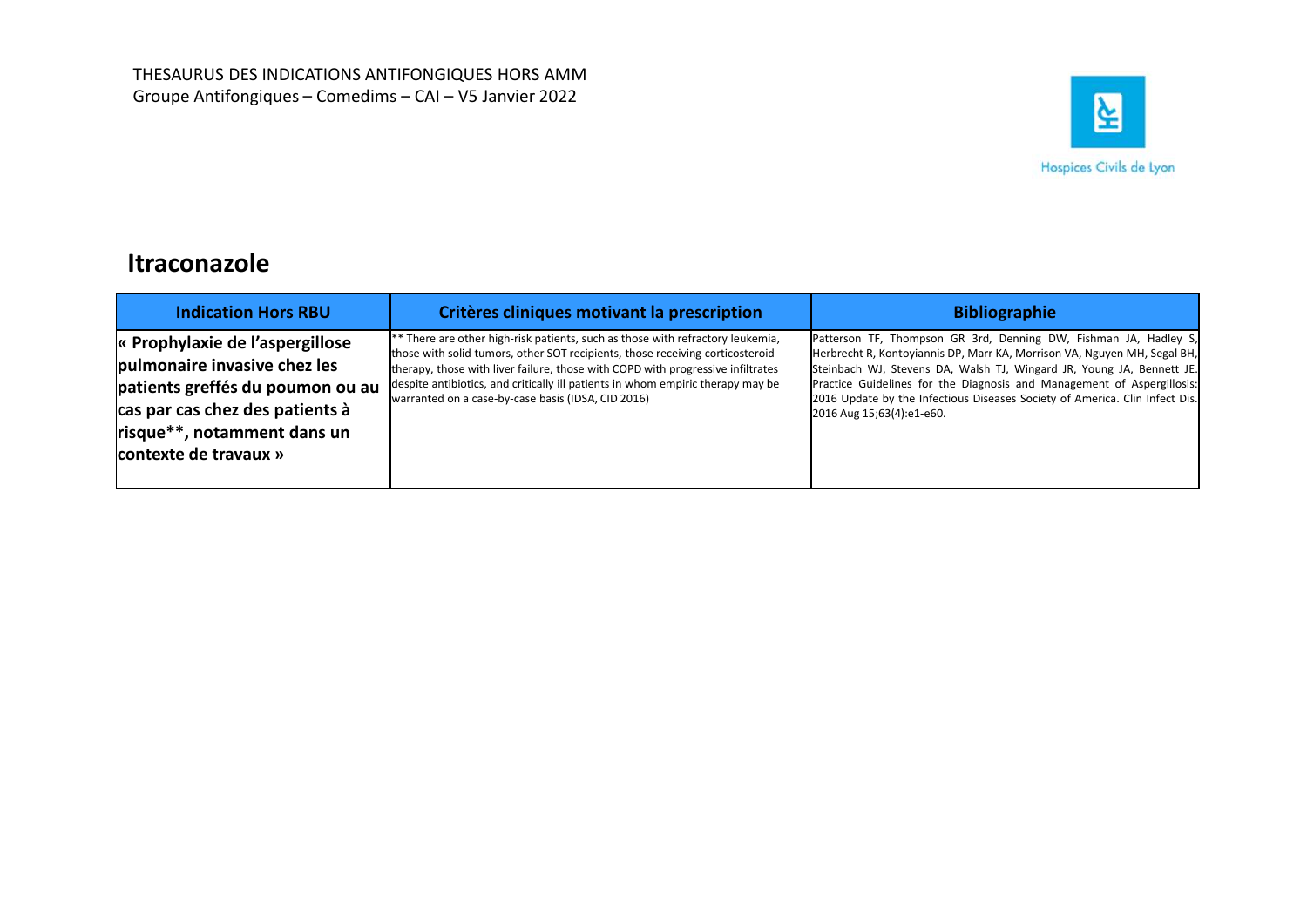## Itraconazole

| Indication Hors RBU | Critères cliniques motivant la prescription | Bibliographie |
| --- | --- | --- |
| **« Prophylaxie de l'aspergillose pulmonaire invasive chez les patients greffés du poumon ou au cas par cas chez des patients à risque**, notamment dans un contexte de travaux »** | ** There are other high-risk patients, such as those with refractory leukemia, those with solid tumors, other SOT recipients, those receiving corticosteroid therapy, those with liver failure, those with COPD with progressive infiltrates despite antibiotics, and critically ill patients in whom empiric therapy may be warranted on a case-by-case basis (IDSA, CID 2016) | Patterson TF, Thompson GR 3rd, Denning DW, Fishman JA, Hadley S, Herbrecht R, Kontoyiannis DP, Marr KA, Morrison VA, Nguyen MH, Segal BH, Steinbach WJ, Stevens DA, Walsh TJ, Wingard JR, Young JA, Bennett JE. Practice Guidelines for the Diagnosis and Management of Aspergillosis: 2016 Update by the Infectious Diseases Society of America. Clin Infect Dis. 2016 Aug 15;63(4):e1-e60. |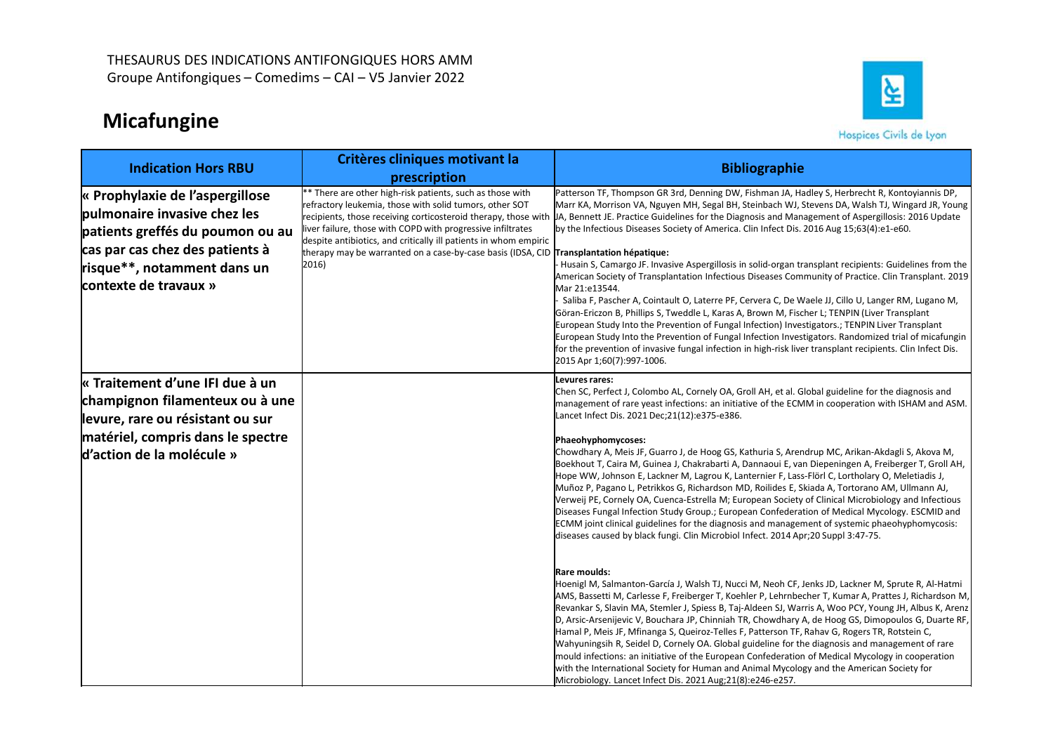THESAURUS DES INDICATIONS ANTIFONGIQUES HORS AMM
Groupe Antifongiques – Comedims – CAI – V5 Janvier 2022

Hospices Civils de Lyon

# Micafungine

| Indication Hors RBU | Critères cliniques motivant la prescription | Bibliographie |
|---|---|---|
| **« Prophylaxie de l'aspergillose pulmonaire invasive chez les patients greffés du poumon ou au cas par cas chez des patients à risque**, notamment dans un contexte de travaux »** | ** There are other high-risk patients, such as those with refractory leukemia, those with solid tumors, other SOT recipients, those receiving corticosteroid therapy, those with liver failure, those with COPD with progressive infiltrates despite antibiotics, and critically ill patients in whom empiric therapy may be warranted on a case-by-case basis (IDSA, CID 2016) | Patterson TF, Thompson GR 3rd, Denning DW, Fishman JA, Hadley S, Herbrecht R, Kontoyiannis DP, Marr KA, Morrison VA, Nguyen MH, Segal BH, Steinbach WJ, Stevens DA, Walsh TJ, Wingard JR, Young JA, Bennett JE. Practice Guidelines for the Diagnosis and Management of Aspergillosis: 2016 Update by the Infectious Diseases Society of America. Clin Infect Dis. 2016 Aug 15;63(4):e1-e60.<br><br>**Transplantation hépatique:**<br>- Husain S, Camargo JF. Invasive Aspergillosis in solid-organ transplant recipients: Guidelines from the American Society of Transplantation Infectious Diseases Community of Practice. Clin Transplant. 2019 Mar 21:e13544.<br>- Saliba F, Pascher A, Cointault O, Laterre PF, Cervera C, De Waele JJ, Cillo U, Langer RM, Lugano M, Göran-Ericzon B, Phillips S, Tweddle L, Karas A, Brown M, Fischer L; TENPIN (Liver Transplant European Study Into the Prevention of Fungal Infection) Investigators.; TENPIN Liver Transplant European Study Into the Prevention of Fungal Infection Investigators. Randomized trial of micafungin for the prevention of invasive fungal infection in high-risk liver transplant recipients. Clin Infect Dis. 2015 Apr 1;60(7):997-1006. |
| **« Traitement d'une IFI due à un champignon filamenteux ou à une levure, rare ou résistant ou sur matériel, compris dans le spectre d'action de la molécule »** | | **Levures rares:**<br>Chen SC, Perfect J, Colombo AL, Cornely OA, Groll AH, et al. Global guideline for the diagnosis and management of rare yeast infections: an initiative of the ECMM in cooperation with ISHAM and ASM. Lancet Infect Dis. 2021 Dec;21(12):e375-e386.<br><br>**Phaeohyphomycoses:**<br>Chowdhary A, Meis JF, Guarro J, de Hoog GS, Kathuria S, Arendrup MC, Arikan-Akdagli S, Akova M, Boekhout T, Caira M, Guinea J, Chakrabarti A, Dannaoui E, van Diepeningen A, Freiberger T, Groll AH, Hope WW, Johnson E, Lackner M, Lagrou K, Lanternier F, Lass-Flörl C, Lortholary O, Meletiadis J, Muñoz P, Pagano L, Petrikkos G, Richardson MD, Roilides E, Skiada A, Tortorano AM, Ullmann AJ, Verweij PE, Cornely OA, Cuenca-Estrella M; European Society of Clinical Microbiology and Infectious Diseases Fungal Infection Study Group.; European Confederation of Medical Mycology. ESCMID and ECMM joint clinical guidelines for the diagnosis and management of systemic phaeohyphomycosis: diseases caused by black fungi. Clin Microbiol Infect. 2014 Apr;20 Suppl 3:47-75.<br><br>**Rare moulds:**<br>Hoenigl M, Salmanton-García J, Walsh TJ, Nucci M, Neoh CF, Jenks JD, Lackner M, Sprute R, Al-Hatmi AMS, Bassetti M, Carlesse F, Freiberger T, Koehler P, Lehrnbecher T, Kumar A, Prattes J, Richardson M, Revankar S, Slavin MA, Stemler J, Spiess B, Taj-Aldeen SJ, Warris A, Woo PCY, Young JH, Albus K, Arenz D, Arsic-Arsenijevic V, Bouchara JP, Chinniah TR, Chowdhary A, de Hoog GS, Dimopoulos G, Duarte RF, Hamal P, Meis JF, Mfinanga S, Queiroz-Telles F, Patterson TF, Rahav G, Rogers TR, Rotstein C, Wahyuningsih R, Seidel D, Cornely OA. Global guideline for the diagnosis and management of rare mould infections: an initiative of the European Confederation of Medical Mycology in cooperation with the International Society for Human and Animal Mycology and the American Society for Microbiology. Lancet Infect Dis. 2021 Aug;21(8):e246-e257. |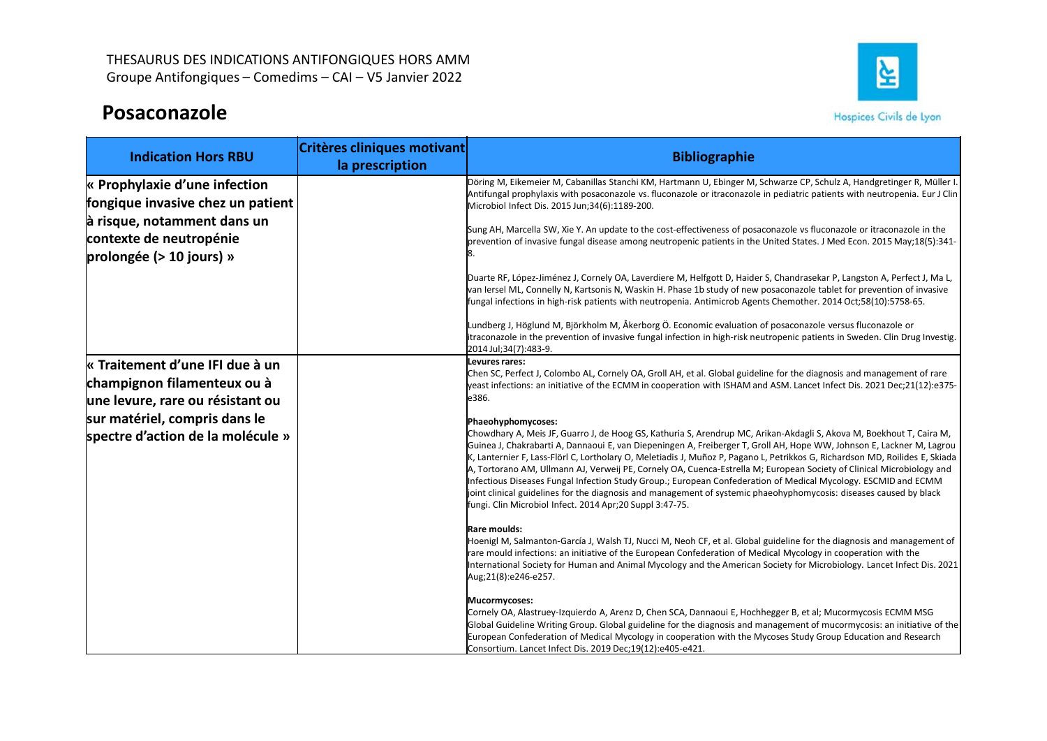THESAURUS DES INDICATIONS ANTIFONGIQUES HORS AMM
Groupe Antifongiques – Comedims – CAI – V5 Janvier 2022

Hospices Civils de Lyon

# Posaconazole

| Indication Hors RBU | Critères cliniques motivant la prescription | Bibliographie |
|---|---|---|
| **« Prophylaxie d'une infection fongique invasive chez un patient à risque, notamment dans un contexte de neutropénie prolongée (> 10 jours) »** | | Döring M, Eikemeier M, Cabanillas Stanchi KM, Hartmann U, Ebinger M, Schwarze CP, Schulz A, Handgretinger R, Müller I. Antifungal prophylaxis with posaconazole vs. fluconazole or itraconazole in pediatric patients with neutropenia. Eur J Clin Microbiol Infect Dis. 2015 Jun;34(6):1189-200.<br><br>Sung AH, Marcella SW, Xie Y. An update to the cost-effectiveness of posaconazole vs fluconazole or itraconazole in the prevention of invasive fungal disease among neutropenic patients in the United States. J Med Econ. 2015 May;18(5):341-8.<br><br>Duarte RF, López-Jiménez J, Cornely OA, Laverdiere M, Helfgott D, Haider S, Chandrasekar P, Langston A, Perfect J, Ma L, van Iersel ML, Connelly N, Kartsonis N, Waskin H. Phase 1b study of new posaconazole tablet for prevention of invasive fungal infections in high-risk patients with neutropenia. Antimicrob Agents Chemother. 2014 Oct;58(10):5758-65.<br><br>Lundberg J, Höglund M, Björkholm M, Åkerborg Ö. Economic evaluation of posaconazole versus fluconazole or itraconazole in the prevention of invasive fungal infection in high-risk neutropenic patients in Sweden. Clin Drug Investig. 2014 Jul;34(7):483-9. |
| **« Traitement d'une IFI due à un champignon filamenteux ou à une levure, rare ou résistant ou sur matériel, compris dans le spectre d'action de la molécule »** | | **Levures rares:**<br>Chen SC, Perfect J, Colombo AL, Cornely OA, Groll AH, et al. Global guideline for the diagnosis and management of rare yeast infections: an initiative of the ECMM in cooperation with ISHAM and ASM. Lancet Infect Dis. 2021 Dec;21(12):e375-e386.<br><br>**Phaeohyphomycoses:**<br>Chowdhary A, Meis JF, Guarro J, de Hoog GS, Kathuria S, Arendrup MC, Arikan-Akdagli S, Akova M, Boekhout T, Caira M, Guinea J, Chakrabarti A, Dannaoui E, van Diepeningen A, Freiberger T, Groll AH, Hope WW, Johnson E, Lackner M, Lagrou K, Lanternier F, Lass-Flörl C, Lortholary O, Meletiadis J, Muñoz P, Pagano L, Petrikkos G, Richardson MD, Roilides E, Skiada A, Tortorano AM, Ullmann AJ, Verweij PE, Cornely OA, Cuenca-Estrella M; European Society of Clinical Microbiology and Infectious Diseases Fungal Infection Study Group.; European Confederation of Medical Mycology. ESCMID and ECMM joint clinical guidelines for the diagnosis and management of systemic phaeohyphomycosis: diseases caused by black fungi. Clin Microbiol Infect. 2014 Apr;20 Suppl 3:47-75.<br><br>**Rare moulds:**<br>Hoenigl M, Salmanton-García J, Walsh TJ, Nucci M, Neoh CF, et al. Global guideline for the diagnosis and management of rare mould infections: an initiative of the European Confederation of Medical Mycology in cooperation with the International Society for Human and Animal Mycology and the American Society for Microbiology. Lancet Infect Dis. 2021 Aug;21(8):e246-e257.<br><br>**Mucormycoses:**<br>Cornely OA, Alastruey-Izquierdo A, Arenz D, Chen SCA, Dannaoui E, Hochhegger B, et al; Mucormycosis ECMM MSG Global Guideline Writing Group. Global guideline for the diagnosis and management of mucormycosis: an initiative of the European Confederation of Medical Mycology in cooperation with the Mycoses Study Group Education and Research Consortium. Lancet Infect Dis. 2019 Dec;19(12):e405-e421. |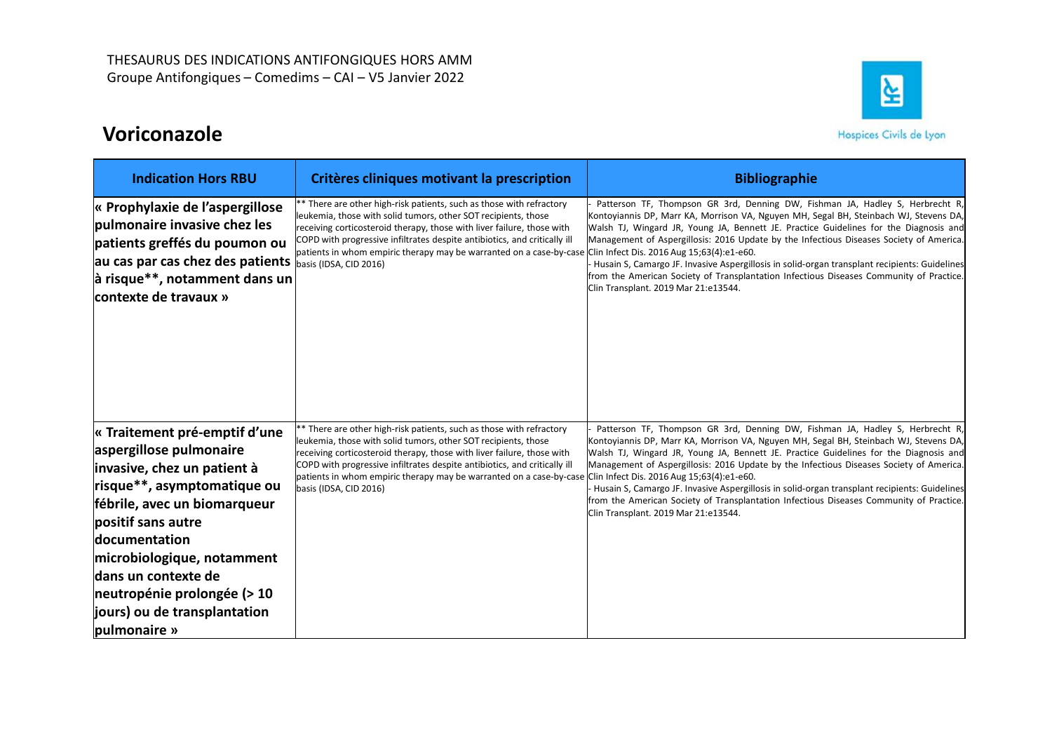THESAURUS DES INDICATIONS ANTIFONGIQUES HORS AMM
Groupe Antifongiques – Comedims – CAI – V5 Janvier 2022

Hospices Civils de Lyon

# Voriconazole

| Indication Hors RBU | Critères cliniques motivant la prescription | Bibliographie |
|---|---|---|
| **« Prophylaxie de l'aspergillose pulmonaire invasive chez les patients greffés du poumon ou au cas par cas chez des patients à risque**, notamment dans un contexte de travaux »** | ** There are other high-risk patients, such as those with refractory leukemia, those with solid tumors, other SOT recipients, those receiving corticosteroid therapy, those with liver failure, those with COPD with progressive infiltrates despite antibiotics, and critically ill patients in whom empiric therapy may be warranted on a case-by-case basis (IDSA, CID 2016) | - Patterson TF, Thompson GR 3rd, Denning DW, Fishman JA, Hadley S, Herbrecht R, Kontoyiannis DP, Marr KA, Morrison VA, Nguyen MH, Segal BH, Steinbach WJ, Stevens DA, Walsh TJ, Wingard JR, Young JA, Bennett JE. Practice Guidelines for the Diagnosis and Management of Aspergillosis: 2016 Update by the Infectious Diseases Society of America. Clin Infect Dis. 2016 Aug 15;63(4):e1-e60.<br>- Husain S, Camargo JF. Invasive Aspergillosis in solid-organ transplant recipients: Guidelines from the American Society of Transplantation Infectious Diseases Community of Practice. Clin Transplant. 2019 Mar 21:e13544. |
| **« Traitement pré-emptif d'une aspergillose pulmonaire invasive, chez un patient à risque**, asymptomatique ou fébrile, avec un biomarqueur positif sans autre documentation microbiologique, notamment dans un contexte de neutropénie prolongée (> 10 jours) ou de transplantation pulmonaire »** | ** There are other high-risk patients, such as those with refractory leukemia, those with solid tumors, other SOT recipients, those receiving corticosteroid therapy, those with liver failure, those with COPD with progressive infiltrates despite antibiotics, and critically ill patients in whom empiric therapy may be warranted on a case-by-case basis (IDSA, CID 2016) | - Patterson TF, Thompson GR 3rd, Denning DW, Fishman JA, Hadley S, Herbrecht R, Kontoyiannis DP, Marr KA, Morrison VA, Nguyen MH, Segal BH, Steinbach WJ, Stevens DA, Walsh TJ, Wingard JR, Young JA, Bennett JE. Practice Guidelines for the Diagnosis and Management of Aspergillosis: 2016 Update by the Infectious Diseases Society of America. Clin Infect Dis. 2016 Aug 15;63(4):e1-e60.<br>- Husain S, Camargo JF. Invasive Aspergillosis in solid-organ transplant recipients: Guidelines from the American Society of Transplantation Infectious Diseases Community of Practice. Clin Transplant. 2019 Mar 21:e13544. |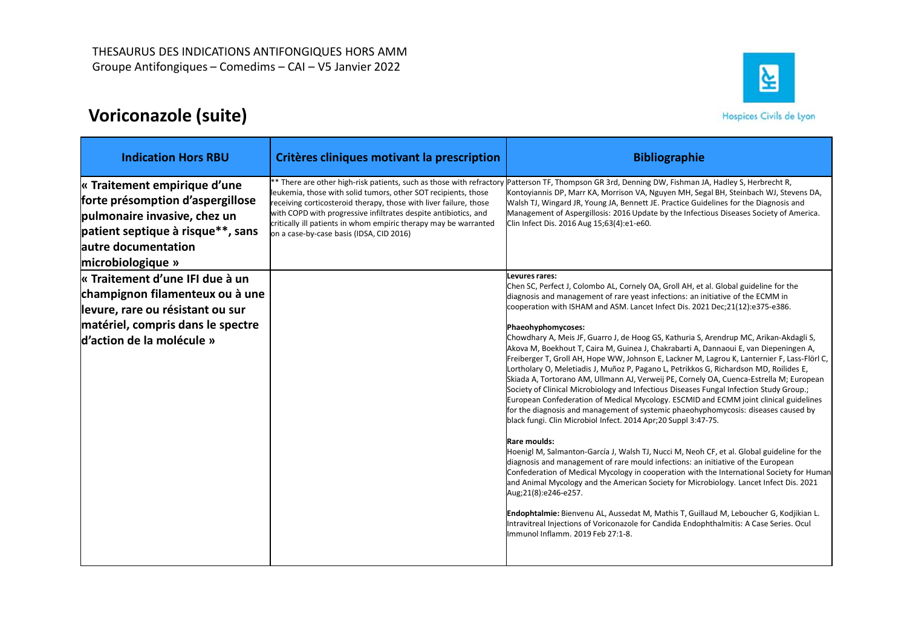THESAURUS DES INDICATIONS ANTIFONGIQUES HORS AMM
Groupe Antifongiques – Comedims – CAI – V5 Janvier 2022

Hospices Civils de Lyon

# Voriconazole (suite)

| Indication Hors RBU | Critères cliniques motivant la prescription | Bibliographie |
|---|---|---|
| **« Traitement empirique d'une forte présomption d'aspergillose pulmonaire invasive, chez un patient septique à risque**, sans autre documentation microbiologique »** | ** There are other high-risk patients, such as those with refractory leukemia, those with solid tumors, other SOT recipients, those receiving corticosteroid therapy, those with liver failure, those with COPD with progressive infiltrates despite antibiotics, and critically ill patients in whom empiric therapy may be warranted on a case-by-case basis (IDSA, CID 2016) | Patterson TF, Thompson GR 3rd, Denning DW, Fishman JA, Hadley S, Herbrecht R, Kontoyiannis DP, Marr KA, Morrison VA, Nguyen MH, Segal BH, Steinbach WJ, Stevens DA, Walsh TJ, Wingard JR, Young JA, Bennett JE. Practice Guidelines for the Diagnosis and Management of Aspergillosis: 2016 Update by the Infectious Diseases Society of America. Clin Infect Dis. 2016 Aug 15;63(4):e1-e60. |
| **« Traitement d'une IFI due à un champignon filamenteux ou à une levure, rare ou résistant ou sur matériel, compris dans le spectre d'action de la molécule »** | | **Levures rares:**<br>Chen SC, Perfect J, Colombo AL, Cornely OA, Groll AH, et al. Global guideline for the diagnosis and management of rare yeast infections: an initiative of the ECMM in cooperation with ISHAM and ASM. Lancet Infect Dis. 2021 Dec;21(12):e375-e386.<br><br>**Phaeohyphomycoses:**<br>Chowdhary A, Meis JF, Guarro J, de Hoog GS, Kathuria S, Arendrup MC, Arikan-Akdagli S, Akova M, Boekhout T, Caira M, Guinea J, Chakrabarti A, Dannaoui E, van Diepeningen A, Freiberger T, Groll AH, Hope WW, Johnson E, Lackner M, Lagrou K, Lanternier F, Lass-Flörl C, Lortholary O, Meletiadis J, Muñoz P, Pagano L, Petrikkos G, Richardson MD, Roilides E, Skiada A, Tortorano AM, Ullmann AJ, Verweij PE, Cornely OA, Cuenca-Estrella M; European Society of Clinical Microbiology and Infectious Diseases Fungal Infection Study Group.; European Confederation of Medical Mycology. ESCMID and ECMM joint clinical guidelines for the diagnosis and management of systemic phaeohyphomycosis: diseases caused by black fungi. Clin Microbiol Infect. 2014 Apr;20 Suppl 3:47-75.<br><br>**Rare moulds:**<br>Hoenigl M, Salmanton-García J, Walsh TJ, Nucci M, Neoh CF, et al. Global guideline for the diagnosis and management of rare mould infections: an initiative of the European Confederation of Medical Mycology in cooperation with the International Society for Human and Animal Mycology and the American Society for Microbiology. Lancet Infect Dis. 2021 Aug;21(8):e246-e257.<br><br>**Endophtalmie:** Bienvenu AL, Aussedat M, Mathis T, Guillaud M, Leboucher G, Kodjikian L. Intravitreal Injections of Voriconazole for Candida Endophthalmitis: A Case Series. Ocul Immunol Inflamm. 2019 Feb 27:1-8. |